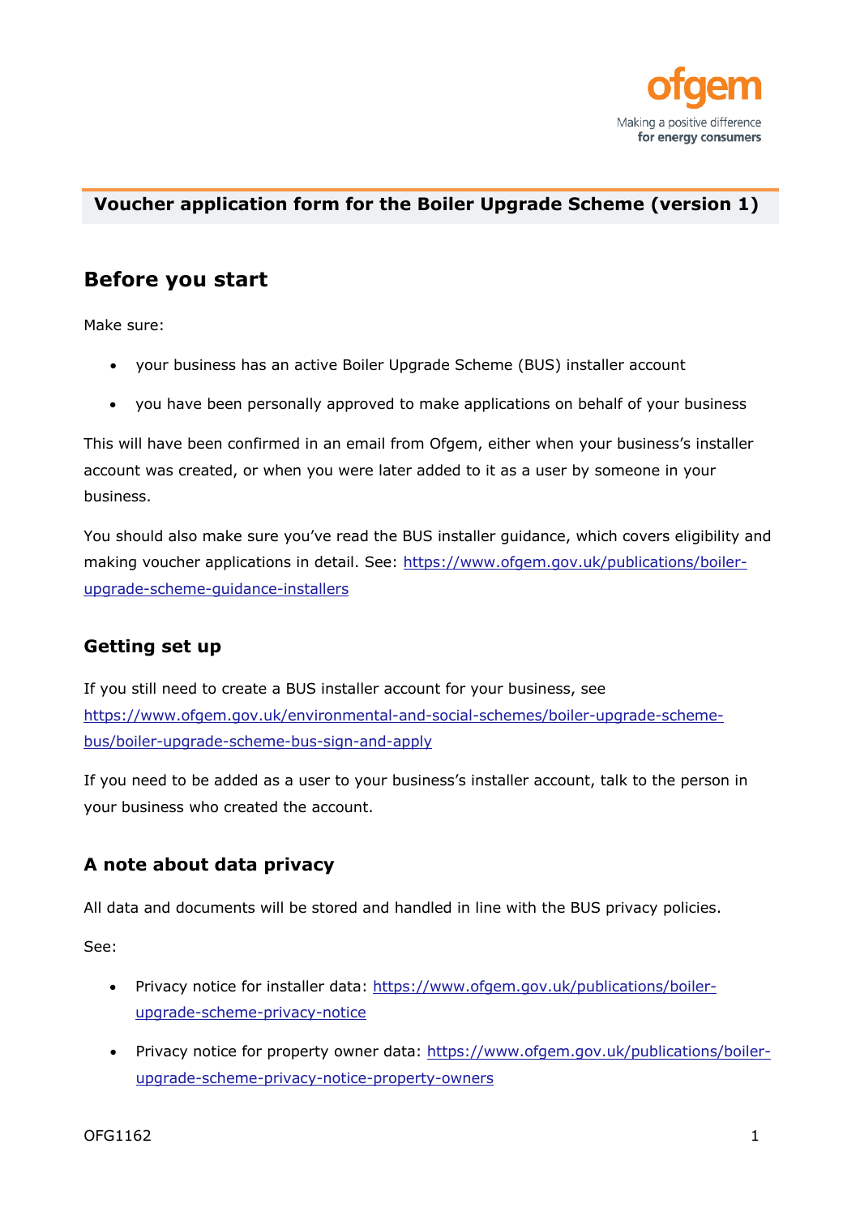# Voucher application form for the Boiler Upgrade Scheme (version 1)

## Before you start

Make sure:

- your business has an active Boiler Upgrade Scheme (BUS) installer account
- you have been personally approved to make applications on behalf of your business

This will have been confirmed in an email from Ofgem, either when your business's installer account was created, or when you were later added to it as a user by someone in your business.

You should also make sure you've read the BUS installer guidance, which covers eligibility and making voucher applications in detail. See: https://www.ofgem.gov.uk/publications/boiler-upgrade-scheme-guidance-installers

### Getting set up

If you still need to create a BUS installer account for your business, see https://www.ofgem.gov.uk/environmental-and-social-schemes/boiler-upgrade-scheme-bus/boiler-upgrade-scheme-bus-sign-and-apply

If you need to be added as a user to your business's installer account, talk to the person in your business who created the account.

### A note about data privacy

All data and documents will be stored and handled in line with the BUS privacy policies.

See:

- Privacy notice for installer data: https://www.ofgem.gov.uk/publications/boiler-upgrade-scheme-privacy-notice
- Privacy notice for property owner data: https://www.ofgem.gov.uk/publications/boiler-upgrade-scheme-privacy-notice-property-owners

OFG1162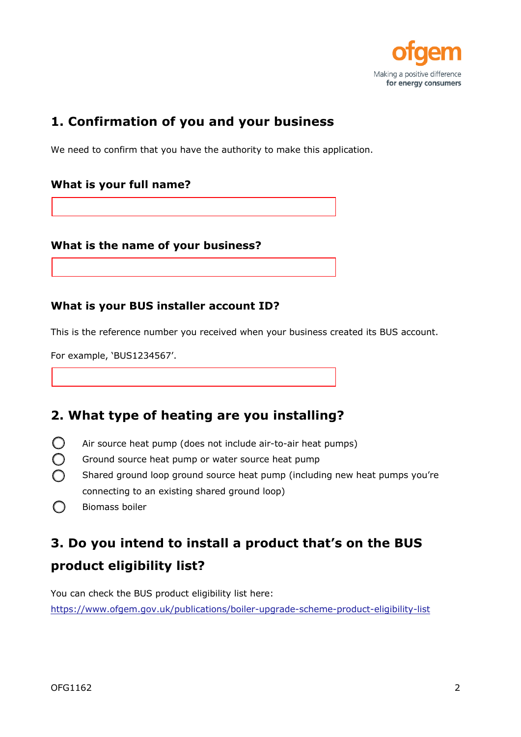## 1. Confirmation of you and your business

We need to confirm that you have the authority to make this application.

### What is your full name?

### What is the name of your business?

### What is your BUS installer account ID?

This is the reference number you received when your business created its BUS account.

For example, 'BUS1234567'.

## 2. What type of heating are you installing?

- ◯ Air source heat pump (does not include air-to-air heat pumps)
- ◯ Ground source heat pump or water source heat pump
- ◯ Shared ground loop ground source heat pump (including new heat pumps you're connecting to an existing shared ground loop)
- ◯ Biomass boiler

## 3. Do you intend to install a product that's on the BUS product eligibility list?

You can check the BUS product eligibility list here:
https://www.ofgem.gov.uk/publications/boiler-upgrade-scheme-product-eligibility-list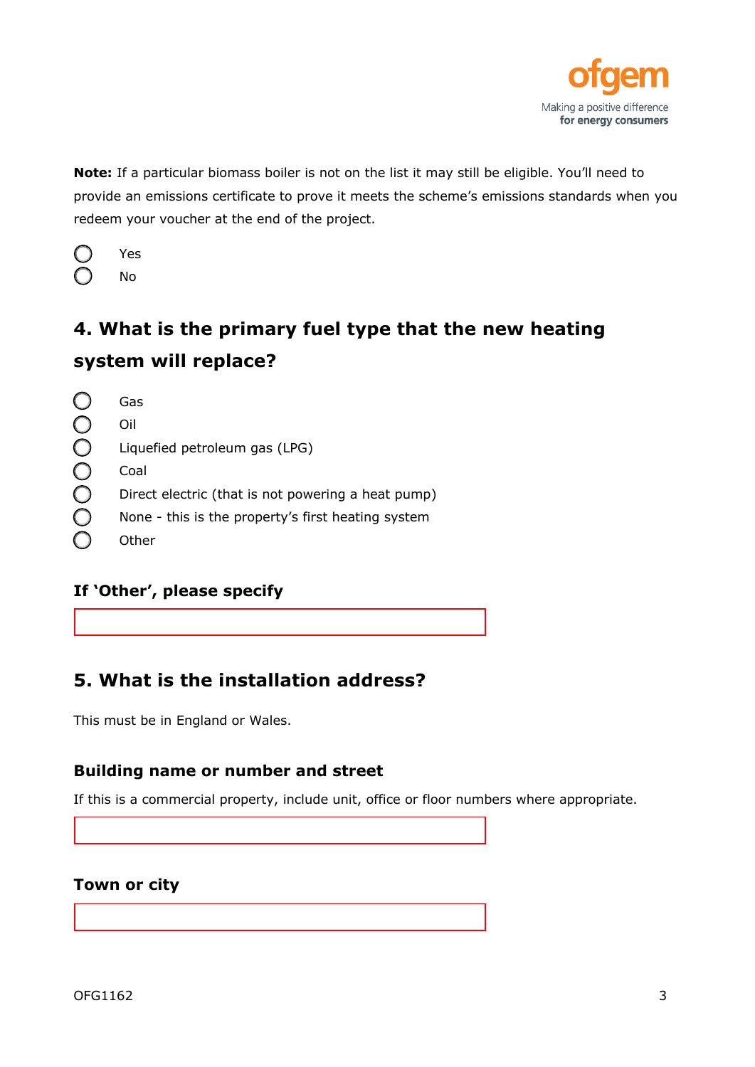**Note:** If a particular biomass boiler is not on the list it may still be eligible. You'll need to provide an emissions certificate to prove it meets the scheme's emissions standards when you redeem your voucher at the end of the project.

- ◯ Yes
- ◯ No

## 4. What is the primary fuel type that the new heating system will replace?

- ◯ Gas
- ◯ Oil
- ◯ Liquefied petroleum gas (LPG)
- ◯ Coal
- ◯ Direct electric (that is not powering a heat pump)
- ◯ None - this is the property's first heating system
- ◯ Other

### If 'Other', please specify

## 5. What is the installation address?

This must be in England or Wales.

### Building name or number and street

If this is a commercial property, include unit, office or floor numbers where appropriate.

### Town or city

OFG1162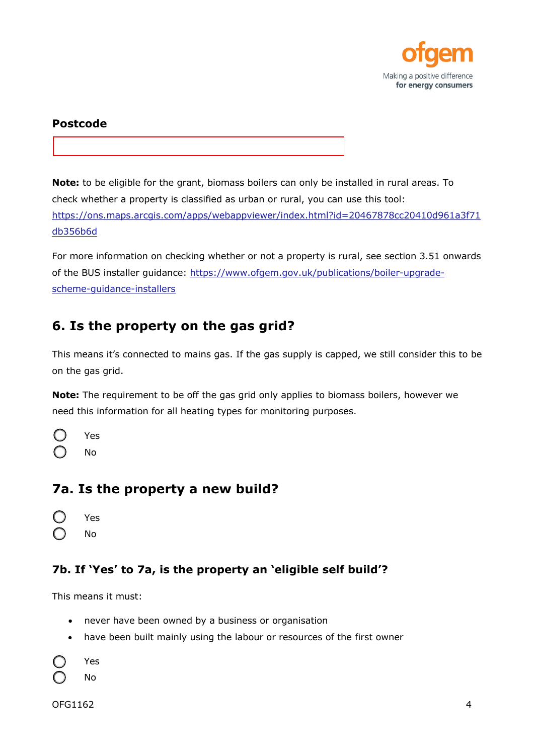**Postcode**

**Note:** to be eligible for the grant, biomass boilers can only be installed in rural areas. To check whether a property is classified as urban or rural, you can use this tool: https://ons.maps.arcgis.com/apps/webappviewer/index.html?id=20467878cc20410d961a3f71db356b6d

For more information on checking whether or not a property is rural, see section 3.51 onwards of the BUS installer guidance: https://www.ofgem.gov.uk/publications/boiler-upgrade-scheme-guidance-installers

## 6. Is the property on the gas grid?

This means it's connected to mains gas. If the gas supply is capped, we still consider this to be on the gas grid.

**Note:** The requirement to be off the gas grid only applies to biomass boilers, however we need this information for all heating types for monitoring purposes.

- Yes
- No

## 7a. Is the property a new build?

- Yes
- No

### 7b. If 'Yes' to 7a, is the property an 'eligible self build'?

This means it must:

- never have been owned by a business or organisation
- have been built mainly using the labour or resources of the first owner

- Yes
- No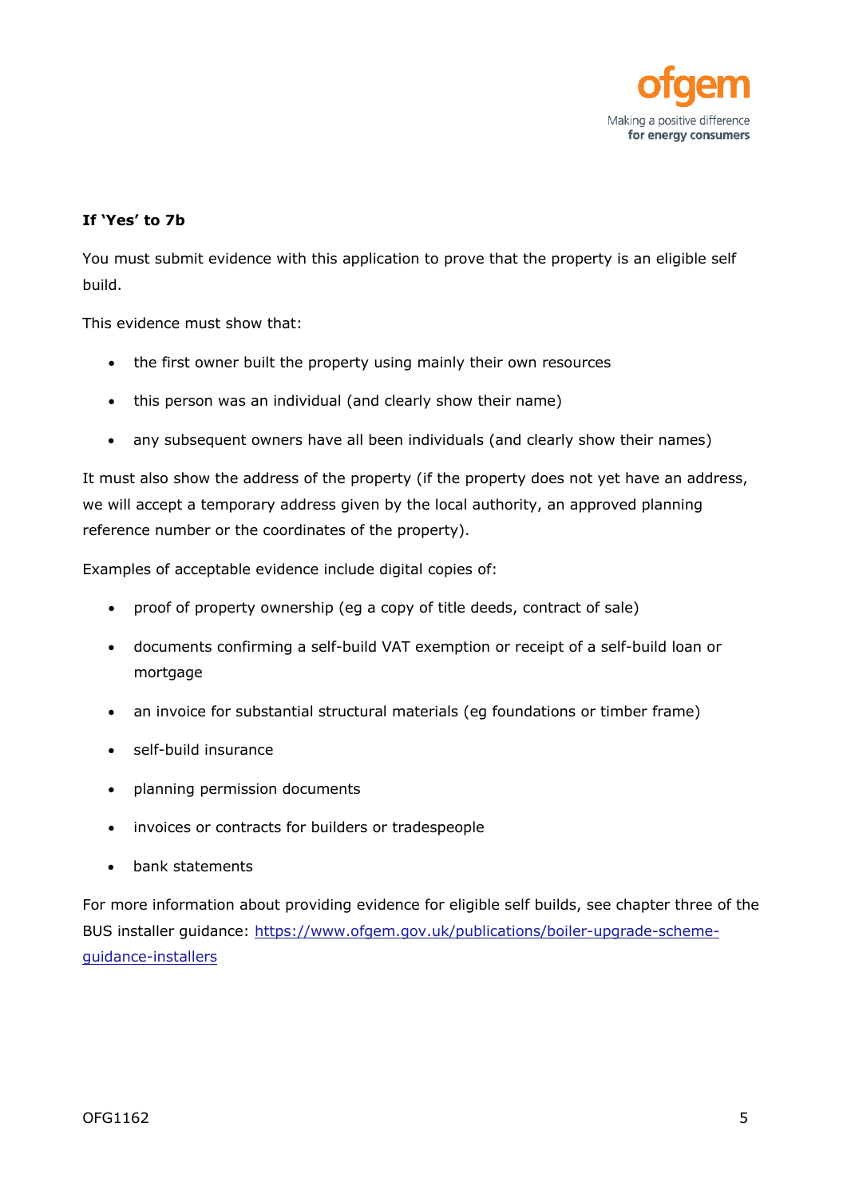**If 'Yes' to 7b**

You must submit evidence with this application to prove that the property is an eligible self build.

This evidence must show that:

- the first owner built the property using mainly their own resources
- this person was an individual (and clearly show their name)
- any subsequent owners have all been individuals (and clearly show their names)

It must also show the address of the property (if the property does not yet have an address, we will accept a temporary address given by the local authority, an approved planning reference number or the coordinates of the property).

Examples of acceptable evidence include digital copies of:

- proof of property ownership (eg a copy of title deeds, contract of sale)
- documents confirming a self-build VAT exemption or receipt of a self-build loan or mortgage
- an invoice for substantial structural materials (eg foundations or timber frame)
- self-build insurance
- planning permission documents
- invoices or contracts for builders or tradespeople
- bank statements

For more information about providing evidence for eligible self builds, see chapter three of the BUS installer guidance: [https://www.ofgem.gov.uk/publications/boiler-upgrade-scheme-guidance-installers](https://www.ofgem.gov.uk/publications/boiler-upgrade-scheme-guidance-installers)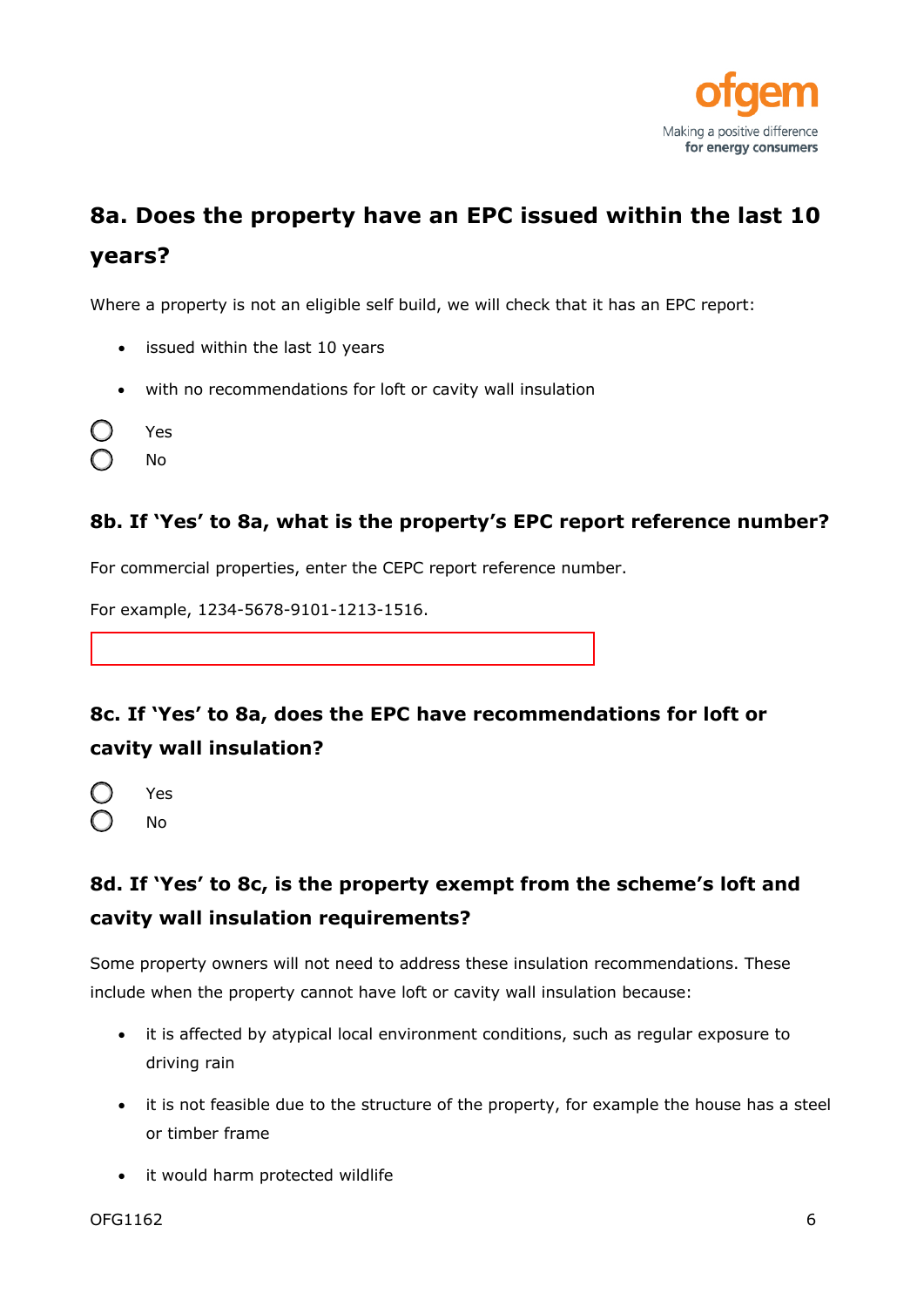## 8a. Does the property have an EPC issued within the last 10 years?

Where a property is not an eligible self build, we will check that it has an EPC report:

- issued within the last 10 years
- with no recommendations for loft or cavity wall insulation

○ Yes
○ No

### 8b. If 'Yes' to 8a, what is the property's EPC report reference number?

For commercial properties, enter the CEPC report reference number.

For example, 1234-5678-9101-1213-1516.

## 8c. If 'Yes' to 8a, does the EPC have recommendations for loft or cavity wall insulation?

○ Yes
○ No

## 8d. If 'Yes' to 8c, is the property exempt from the scheme's loft and cavity wall insulation requirements?

Some property owners will not need to address these insulation recommendations. These include when the property cannot have loft or cavity wall insulation because:

- it is affected by atypical local environment conditions, such as regular exposure to driving rain
- it is not feasible due to the structure of the property, for example the house has a steel or timber frame
- it would harm protected wildlife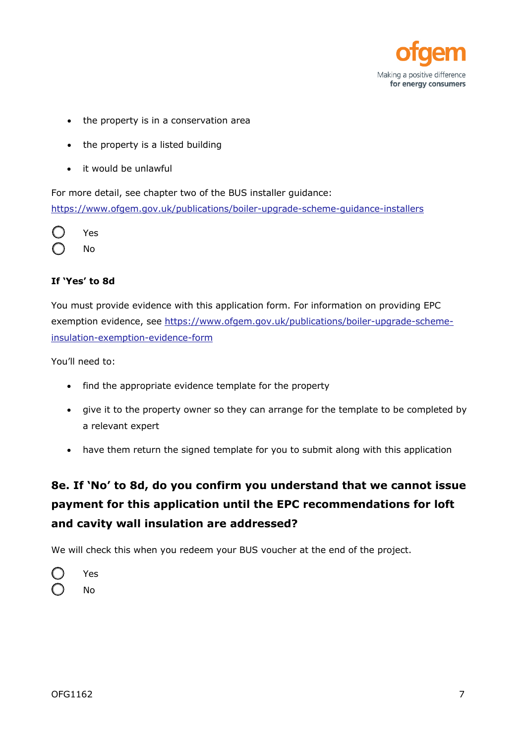- the property is in a conservation area
- the property is a listed building
- it would be unlawful

For more detail, see chapter two of the BUS installer guidance: https://www.ofgem.gov.uk/publications/boiler-upgrade-scheme-guidance-installers

- [ ] Yes
- [ ] No

**If 'Yes' to 8d**

You must provide evidence with this application form. For information on providing EPC exemption evidence, see https://www.ofgem.gov.uk/publications/boiler-upgrade-scheme-insulation-exemption-evidence-form

You'll need to:

- find the appropriate evidence template for the property
- give it to the property owner so they can arrange for the template to be completed by a relevant expert
- have them return the signed template for you to submit along with this application

### 8e. If 'No' to 8d, do you confirm you understand that we cannot issue payment for this application until the EPC recommendations for loft and cavity wall insulation are addressed?

We will check this when you redeem your BUS voucher at the end of the project.

- [ ] Yes
- [ ] No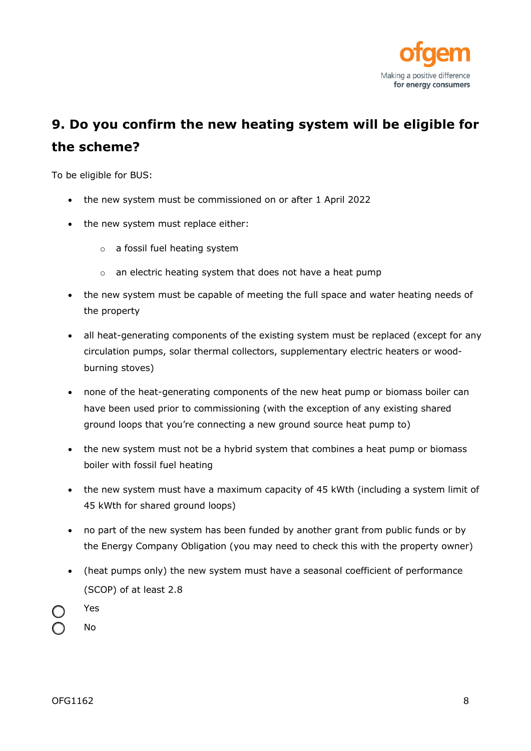## 9. Do you confirm the new heating system will be eligible for the scheme?

To be eligible for BUS:

- the new system must be commissioned on or after 1 April 2022
- the new system must replace either:
  - a fossil fuel heating system
  - an electric heating system that does not have a heat pump
- the new system must be capable of meeting the full space and water heating needs of the property
- all heat-generating components of the existing system must be replaced (except for any circulation pumps, solar thermal collectors, supplementary electric heaters or wood-burning stoves)
- none of the heat-generating components of the new heat pump or biomass boiler can have been used prior to commissioning (with the exception of any existing shared ground loops that you're connecting a new ground source heat pump to)
- the new system must not be a hybrid system that combines a heat pump or biomass boiler with fossil fuel heating
- the new system must have a maximum capacity of 45 kWth (including a system limit of 45 kWth for shared ground loops)
- no part of the new system has been funded by another grant from public funds or by the Energy Company Obligation (you may need to check this with the property owner)
- (heat pumps only) the new system must have a seasonal coefficient of performance (SCOP) of at least 2.8

- [ ] Yes
- [ ] No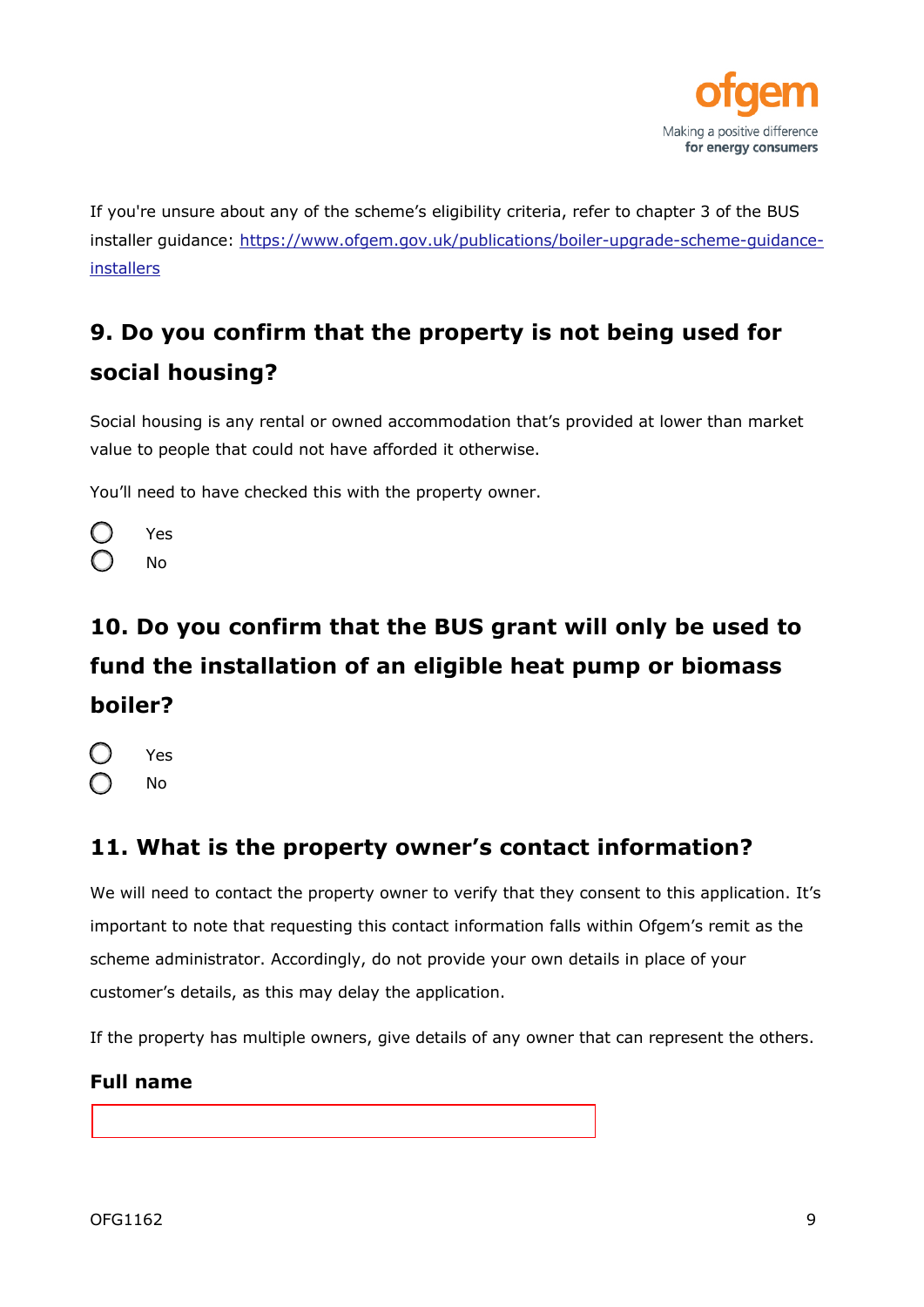If you're unsure about any of the scheme's eligibility criteria, refer to chapter 3 of the BUS installer guidance: [https://www.ofgem.gov.uk/publications/boiler-upgrade-scheme-guidance-installers](https://www.ofgem.gov.uk/publications/boiler-upgrade-scheme-guidance-installers)

## 9. Do you confirm that the property is not being used for social housing?

Social housing is any rental or owned accommodation that's provided at lower than market value to people that could not have afforded it otherwise.

You'll need to have checked this with the property owner.

- ◯ Yes
- ◯ No

## 10. Do you confirm that the BUS grant will only be used to fund the installation of an eligible heat pump or biomass boiler?

- ◯ Yes
- ◯ No

## 11. What is the property owner's contact information?

We will need to contact the property owner to verify that they consent to this application. It's important to note that requesting this contact information falls within Ofgem's remit as the scheme administrator. Accordingly, do not provide your own details in place of your customer's details, as this may delay the application.

If the property has multiple owners, give details of any owner that can represent the others.

**Full name**

\_\_\_\_\_\_\_\_\_\_\_\_\_\_\_\_\_\_\_\_\_\_\_\_\_\_\_\_\_\_\_\_\_\_\_\_\_\_\_\_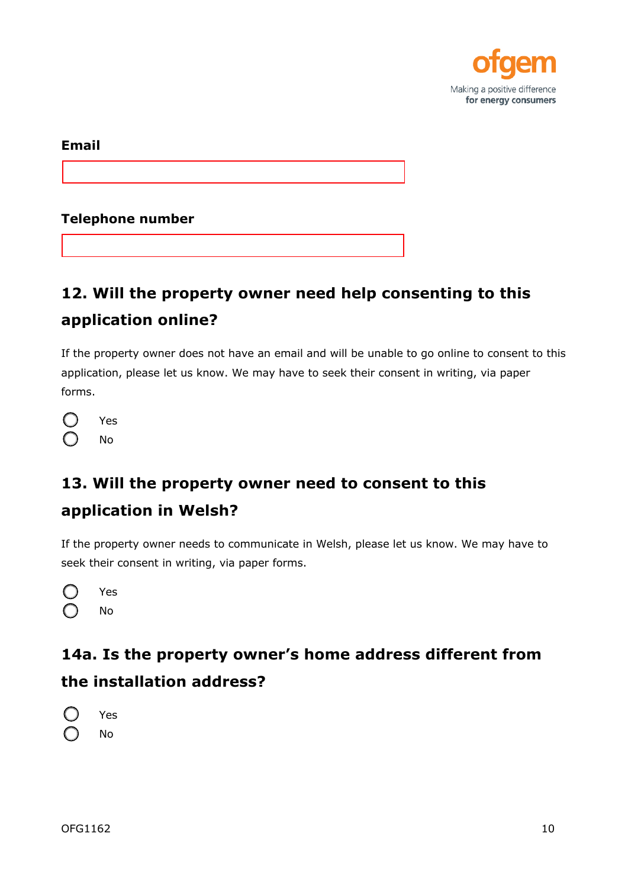**Email**

&nbsp;

**Telephone number**

&nbsp;

## 12. Will the property owner need help consenting to this application online?

If the property owner does not have an email and will be unable to go online to consent to this application, please let us know. We may have to seek their consent in writing, via paper forms.

- ◯ Yes
- ◯ No

## 13. Will the property owner need to consent to this application in Welsh?

If the property owner needs to communicate in Welsh, please let us know. We may have to seek their consent in writing, via paper forms.

- ◯ Yes
- ◯ No

## 14a. Is the property owner's home address different from the installation address?

- ◯ Yes
- ◯ No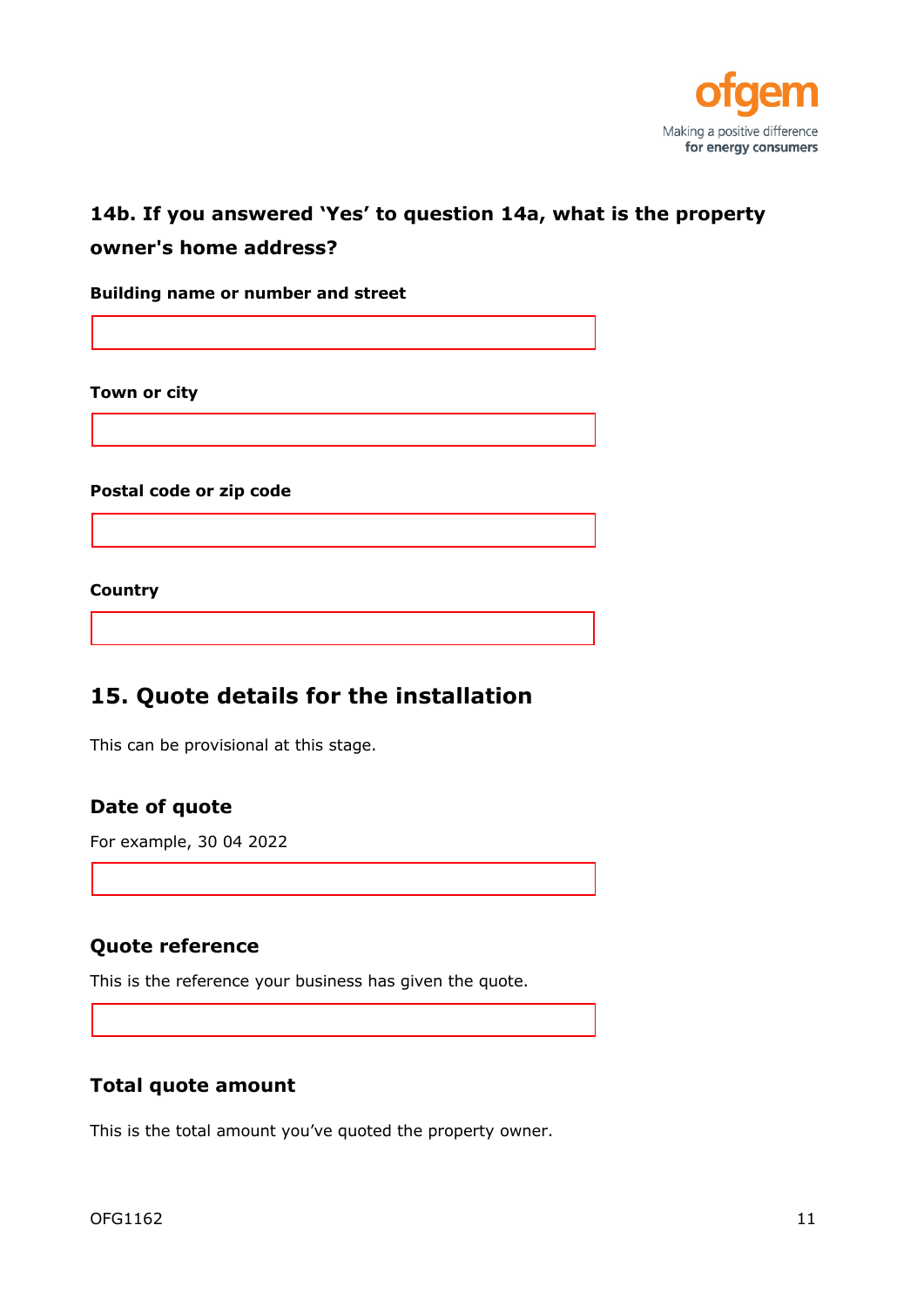### 14b. If you answered 'Yes' to question 14a, what is the property owner's home address?

**Building name or number and street**

**Town or city**

**Postal code or zip code**

**Country**

## 15. Quote details for the installation

This can be provisional at this stage.

### Date of quote

For example, 30 04 2022

### Quote reference

This is the reference your business has given the quote.

### Total quote amount

This is the total amount you've quoted the property owner.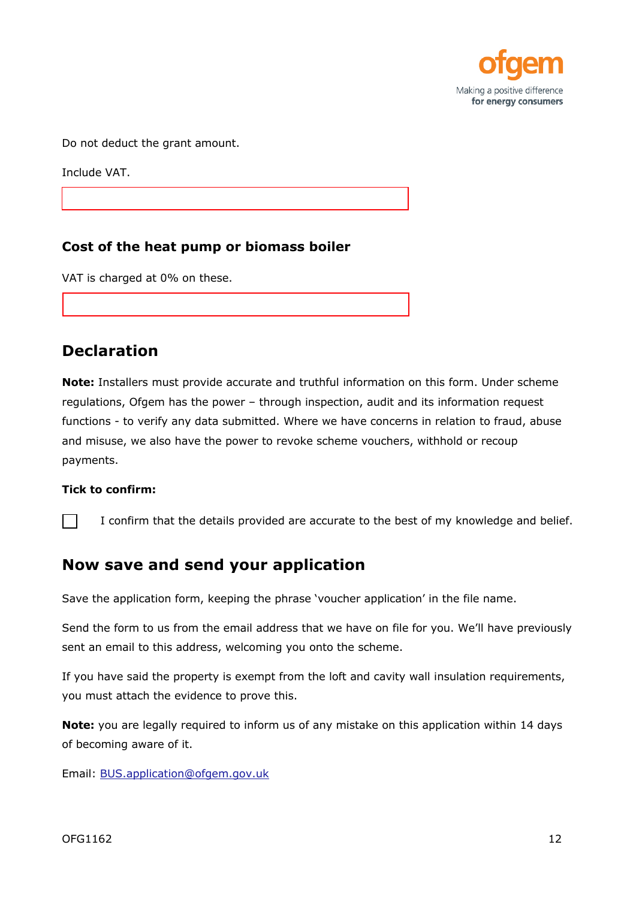Do not deduct the grant amount.

Include VAT.

### Cost of the heat pump or biomass boiler

VAT is charged at 0% on these.

## Declaration

**Note:** Installers must provide accurate and truthful information on this form. Under scheme regulations, Ofgem has the power – through inspection, audit and its information request functions - to verify any data submitted. Where we have concerns in relation to fraud, abuse and misuse, we also have the power to revoke scheme vouchers, withhold or recoup payments.

**Tick to confirm:**

☐ I confirm that the details provided are accurate to the best of my knowledge and belief.

## Now save and send your application

Save the application form, keeping the phrase 'voucher application' in the file name.

Send the form to us from the email address that we have on file for you. We'll have previously sent an email to this address, welcoming you onto the scheme.

If you have said the property is exempt from the loft and cavity wall insulation requirements, you must attach the evidence to prove this.

**Note:** you are legally required to inform us of any mistake on this application within 14 days of becoming aware of it.

Email: BUS.application@ofgem.gov.uk